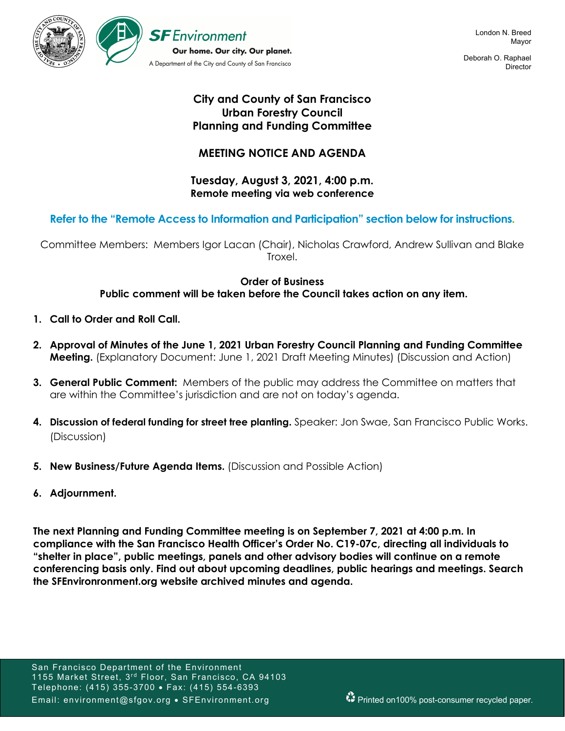SF Environment
Our home. Our city. Our planet.
A Department of the City and County of San Francisco

London N. Breed
Mayor

Deborah O. Raphael
Director

# City and County of San Francisco
# Urban Forestry Council
# Planning and Funding Committee

## MEETING NOTICE AND AGENDA

### Tuesday, August 3, 2021, 4:00 p.m.
**Remote meeting via web conference**

**Refer to the "Remote Access to Information and Participation" section below for instructions.**

Committee Members: Members Igor Lacan (Chair), Nicholas Crawford, Andrew Sullivan and Blake Troxel.

**Order of Business**
**Public comment will be taken before the Council takes action on any item.**

1. **Call to Order and Roll Call.**

2. **Approval of Minutes of the June 1, 2021 Urban Forestry Council Planning and Funding Committee Meeting.** (Explanatory Document: June 1, 2021 Draft Meeting Minutes) (Discussion and Action)

3. **General Public Comment:** Members of the public may address the Committee on matters that are within the Committee's jurisdiction and are not on today's agenda.

4. **Discussion of federal funding for street tree planting.** Speaker: Jon Swae, San Francisco Public Works. (Discussion)

5. **New Business/Future Agenda Items.** (Discussion and Possible Action)

6. **Adjournment.**

**The next Planning and Funding Committee meeting is on September 7, 2021 at 4:00 p.m. In compliance with the San Francisco Health Officer's Order No. C19-07c, directing all individuals to "shelter in place", public meetings, panels and other advisory bodies will continue on a remote conferencing basis only. Find out about upcoming deadlines, public hearings and meetings. Search the SFEnvironronment.org website archived minutes and agenda.**

San Francisco Department of the Environment
1155 Market Street, 3rd Floor, San Francisco, CA 94103
Telephone: (415) 355-3700 • Fax: (415) 554-6393
Email: environment@sfgov.org • SFEnvironment.org

Printed on100% post-consumer recycled paper.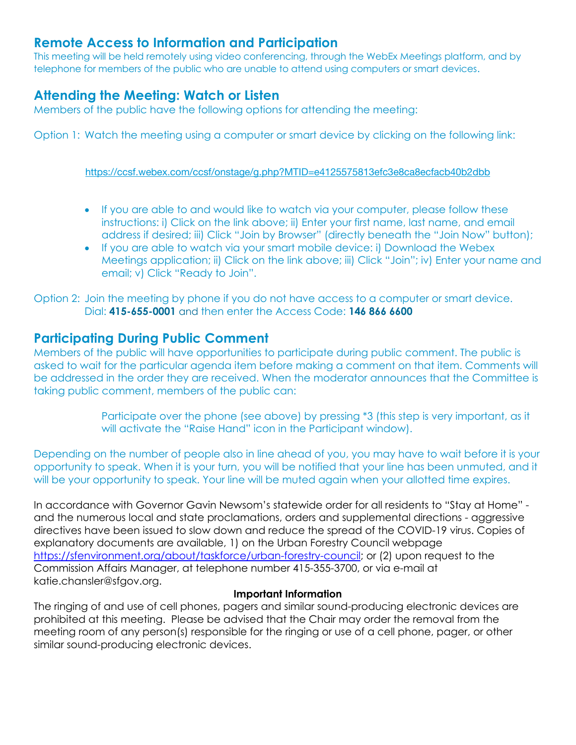## Remote Access to Information and Participation

This meeting will be held remotely using video conferencing, through the WebEx Meetings platform, and by telephone for members of the public who are unable to attend using computers or smart devices.

## Attending the Meeting: Watch or Listen

Members of the public have the following options for attending the meeting:

Option 1: Watch the meeting using a computer or smart device by clicking on the following link:

https://ccsf.webex.com/ccsf/onstage/g.php?MTID=e4125575813efc3e8ca8ecfacb40b2dbb

- If you are able to and would like to watch via your computer, please follow these instructions: i) Click on the link above; ii) Enter your first name, last name, and email address if desired; iii) Click "Join by Browser" (directly beneath the "Join Now" button);
- If you are able to watch via your smart mobile device: i) Download the Webex Meetings application; ii) Click on the link above; iii) Click "Join"; iv) Enter your name and email; v) Click "Ready to Join".

Option 2: Join the meeting by phone if you do not have access to a computer or smart device. Dial: **415-655-0001** and then enter the Access Code: **146 866 6600**

## Participating During Public Comment

Members of the public will have opportunities to participate during public comment. The public is asked to wait for the particular agenda item before making a comment on that item. Comments will be addressed in the order they are received. When the moderator announces that the Committee is taking public comment, members of the public can:

> Participate over the phone (see above) by pressing *3 (this step is very important, as it will activate the "Raise Hand" icon in the Participant window).

Depending on the number of people also in line ahead of you, you may have to wait before it is your opportunity to speak. When it is your turn, you will be notified that your line has been unmuted, and it will be your opportunity to speak. Your line will be muted again when your allotted time expires.

In accordance with Governor Gavin Newsom's statewide order for all residents to "Stay at Home" - and the numerous local and state proclamations, orders and supplemental directions - aggressive directives have been issued to slow down and reduce the spread of the COVID-19 virus. Copies of explanatory documents are available, 1) on the Urban Forestry Council webpage https://sfenvironment.org/about/taskforce/urban-forestry-council; or (2) upon request to the Commission Affairs Manager, at telephone number 415-355-3700, or via e-mail at katie.chansler@sfgov.org.

**Important Information**

The ringing of and use of cell phones, pagers and similar sound-producing electronic devices are prohibited at this meeting. Please be advised that the Chair may order the removal from the meeting room of any person(s) responsible for the ringing or use of a cell phone, pager, or other similar sound-producing electronic devices.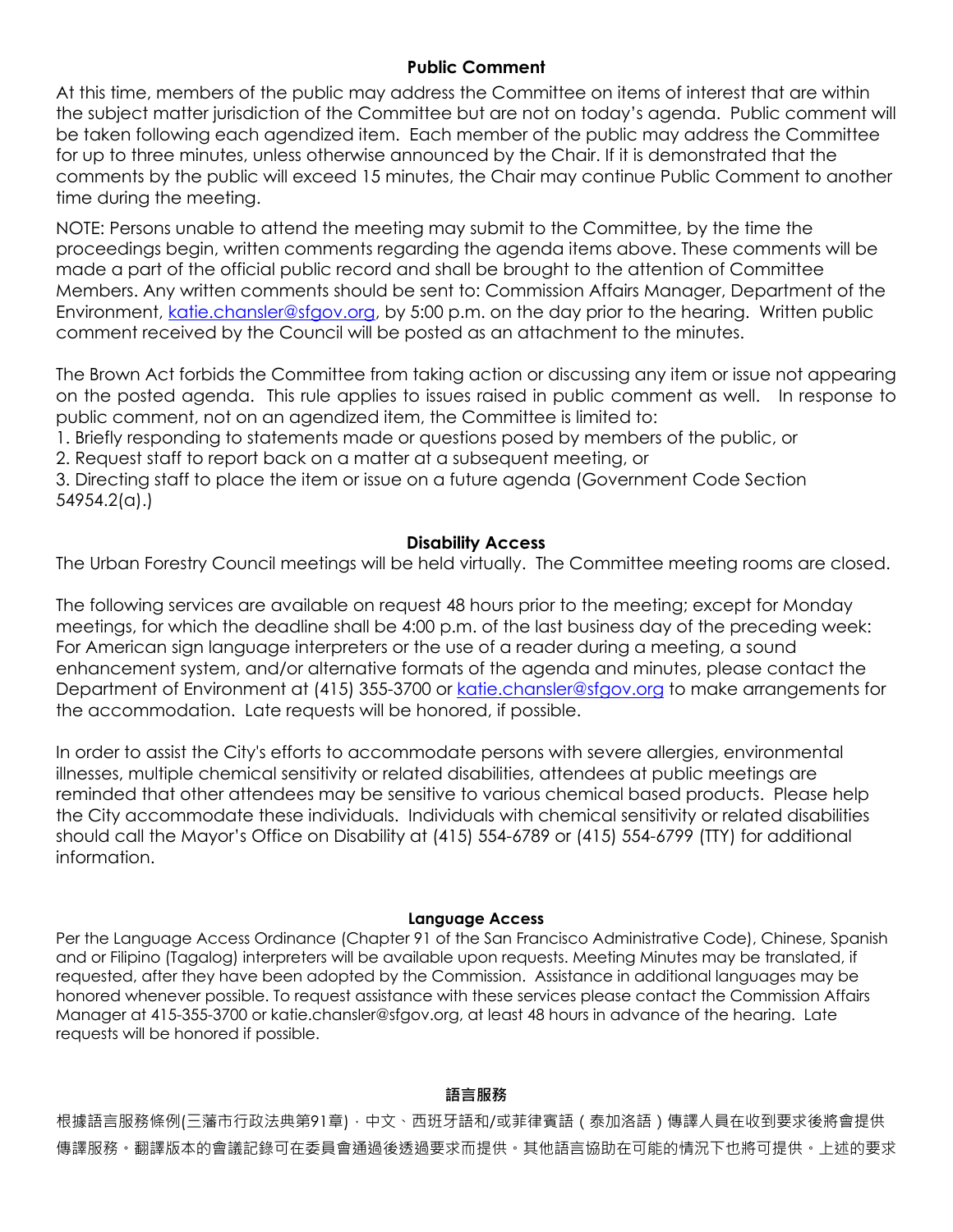### Public Comment

At this time, members of the public may address the Committee on items of interest that are within the subject matter jurisdiction of the Committee but are not on today's agenda. Public comment will be taken following each agendized item. Each member of the public may address the Committee for up to three minutes, unless otherwise announced by the Chair. If it is demonstrated that the comments by the public will exceed 15 minutes, the Chair may continue Public Comment to another time during the meeting.

NOTE: Persons unable to attend the meeting may submit to the Committee, by the time the proceedings begin, written comments regarding the agenda items above. These comments will be made a part of the official public record and shall be brought to the attention of Committee Members. Any written comments should be sent to: Commission Affairs Manager, Department of the Environment, katie.chansler@sfgov.org, by 5:00 p.m. on the day prior to the hearing. Written public comment received by the Council will be posted as an attachment to the minutes.

The Brown Act forbids the Committee from taking action or discussing any item or issue not appearing on the posted agenda. This rule applies to issues raised in public comment as well. In response to public comment, not on an agendized item, the Committee is limited to:

1. Briefly responding to statements made or questions posed by members of the public, or
2. Request staff to report back on a matter at a subsequent meeting, or
3. Directing staff to place the item or issue on a future agenda (Government Code Section 54954.2(a).)

### Disability Access

The Urban Forestry Council meetings will be held virtually. The Committee meeting rooms are closed.

The following services are available on request 48 hours prior to the meeting; except for Monday meetings, for which the deadline shall be 4:00 p.m. of the last business day of the preceding week: For American sign language interpreters or the use of a reader during a meeting, a sound enhancement system, and/or alternative formats of the agenda and minutes, please contact the Department of Environment at (415) 355-3700 or katie.chansler@sfgov.org to make arrangements for the accommodation. Late requests will be honored, if possible.

In order to assist the City's efforts to accommodate persons with severe allergies, environmental illnesses, multiple chemical sensitivity or related disabilities, attendees at public meetings are reminded that other attendees may be sensitive to various chemical based products. Please help the City accommodate these individuals. Individuals with chemical sensitivity or related disabilities should call the Mayor's Office on Disability at (415) 554-6789 or (415) 554-6799 (TTY) for additional information.

### Language Access

Per the Language Access Ordinance (Chapter 91 of the San Francisco Administrative Code), Chinese, Spanish and or Filipino (Tagalog) interpreters will be available upon requests. Meeting Minutes may be translated, if requested, after they have been adopted by the Commission. Assistance in additional languages may be honored whenever possible. To request assistance with these services please contact the Commission Affairs Manager at 415-355-3700 or katie.chansler@sfgov.org, at least 48 hours in advance of the hearing. Late requests will be honored if possible.

### 語言服務

根據語言服務條例(三藩市行政法典第91章)，中文、西班牙語和/或菲律賓語（泰加洛語）傳譯人員在收到要求後將會提供傳譯服務。翻譯版本的會議記錄可在委員會通過後透過要求而提供。其他語言協助在可能的情況下也將可提供。上述的要求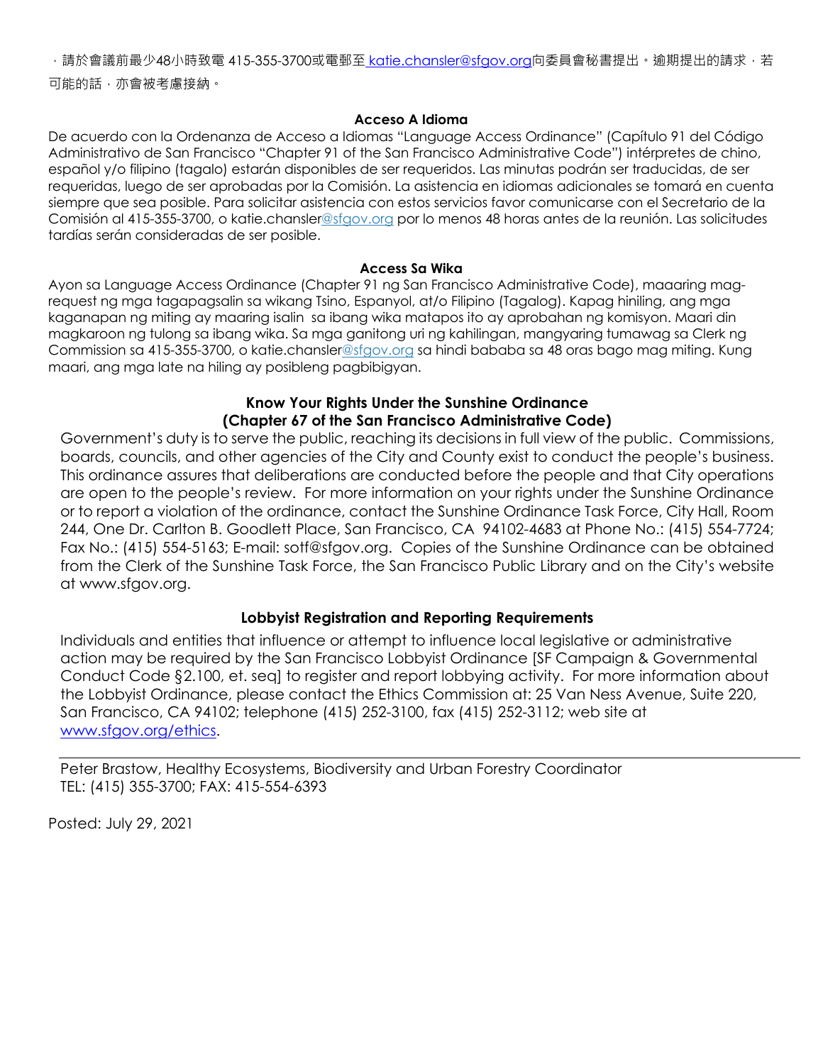，請於會議前最少48小時致電 415-355-3700或電郵至 katie.chansler@sfgov.org向委員會秘書提出。逾期提出的請求，若可能的話，亦會被考慮接納。

**Acceso A Idioma**

De acuerdo con la Ordenanza de Acceso a Idiomas "Language Access Ordinance" (Capítulo 91 del Código Administrativo de San Francisco "Chapter 91 of the San Francisco Administrative Code") intérpretes de chino, español y/o filipino (tagalo) estarán disponibles de ser requeridos. Las minutas podrán ser traducidas, de ser requeridas, luego de ser aprobadas por la Comisión. La asistencia en idiomas adicionales se tomará en cuenta siempre que sea posible. Para solicitar asistencia con estos servicios favor comunicarse con el Secretario de la Comisión al 415-355-3700, o katie.chansler@sfgov.org por lo menos 48 horas antes de la reunión. Las solicitudes tardías serán consideradas de ser posible.

**Access Sa Wika**

Ayon sa Language Access Ordinance (Chapter 91 ng San Francisco Administrative Code), maaaring mag-request ng mga tagapagsalin sa wikang Tsino, Espanyol, at/o Filipino (Tagalog). Kapag hiniling, ang mga kaganapan ng miting ay maaring isalin sa ibang wika matapos ito ay aprobahan ng komisyon. Maari din magkaroon ng tulong sa ibang wika. Sa mga ganitong uri ng kahilingan, mangyaring tumawag sa Clerk ng Commission sa 415-355-3700, o katie.chansler@sfgov.org sa hindi bababa sa 48 oras bago mag miting. Kung maari, ang mga late na hiling ay posibleng pagbibigyan.

**Know Your Rights Under the Sunshine Ordinance**
**(Chapter 67 of the San Francisco Administrative Code)**

Government's duty is to serve the public, reaching its decisions in full view of the public. Commissions, boards, councils, and other agencies of the City and County exist to conduct the people's business. This ordinance assures that deliberations are conducted before the people and that City operations are open to the people's review. For more information on your rights under the Sunshine Ordinance or to report a violation of the ordinance, contact the Sunshine Ordinance Task Force, City Hall, Room 244, One Dr. Carlton B. Goodlett Place, San Francisco, CA 94102-4683 at Phone No.: (415) 554-7724; Fax No.: (415) 554-5163; E-mail: sotf@sfgov.org. Copies of the Sunshine Ordinance can be obtained from the Clerk of the Sunshine Task Force, the San Francisco Public Library and on the City's website at www.sfgov.org.

**Lobbyist Registration and Reporting Requirements**

Individuals and entities that influence or attempt to influence local legislative or administrative action may be required by the San Francisco Lobbyist Ordinance [SF Campaign & Governmental Conduct Code §2.100, et. seq] to register and report lobbying activity. For more information about the Lobbyist Ordinance, please contact the Ethics Commission at: 25 Van Ness Avenue, Suite 220, San Francisco, CA 94102; telephone (415) 252-3100, fax (415) 252-3112; web site at www.sfgov.org/ethics.

---

Peter Brastow, Healthy Ecosystems, Biodiversity and Urban Forestry Coordinator
TEL: (415) 355-3700; FAX: 415-554-6393

Posted: July 29, 2021